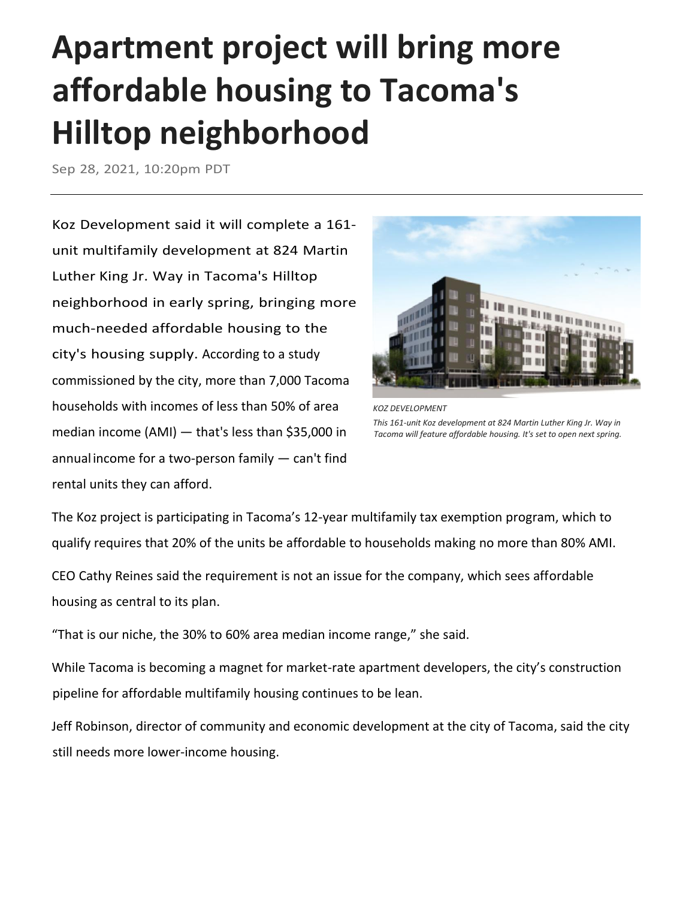# Apartment project will bring more affordable housing to Tacoma's Hilltop neighborhood

Sep 28, 2021, 10:20pm PDT

---

Koz Development said it will complete a 161-unit multifamily development at 824 Martin Luther King Jr. Way in Tacoma's Hilltop neighborhood in early spring, bringing more much-needed affordable housing to the city's housing supply. According to a study commissioned by the city, more than 7,000 Tacoma households with incomes of less than 50% of area median income (AMI) — that's less than $35,000 in annual income for a two-person family — can't find rental units they can afford.

*KOZ DEVELOPMENT*

*This 161-unit Koz development at 824 Martin Luther King Jr. Way in Tacoma will feature affordable housing. It's set to open next spring.*

The Koz project is participating in Tacoma's 12-year multifamily tax exemption program, which to qualify requires that 20% of the units be affordable to households making no more than 80% AMI.

CEO Cathy Reines said the requirement is not an issue for the company, which sees affordable housing as central to its plan.

"That is our niche, the 30% to 60% area median income range," she said.

While Tacoma is becoming a magnet for market-rate apartment developers, the city's construction pipeline for affordable multifamily housing continues to be lean.

Jeff Robinson, director of community and economic development at the city of Tacoma, said the city still needs more lower-income housing.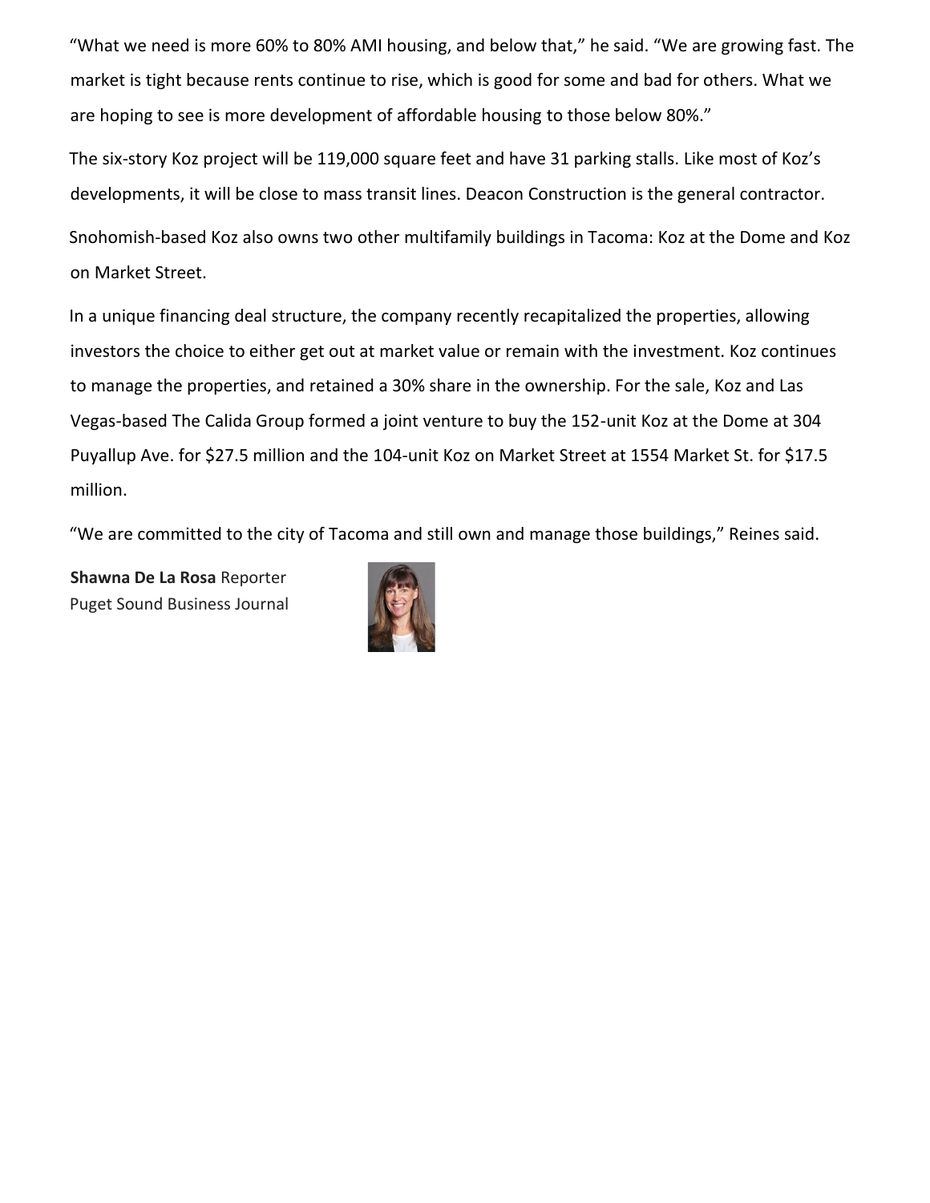"What we need is more 60% to 80% AMI housing, and below that," he said. "We are growing fast. The market is tight because rents continue to rise, which is good for some and bad for others. What we are hoping to see is more development of affordable housing to those below 80%."

The six-story Koz project will be 119,000 square feet and have 31 parking stalls. Like most of Koz's developments, it will be close to mass transit lines. Deacon Construction is the general contractor.

Snohomish-based Koz also owns two other multifamily buildings in Tacoma: Koz at the Dome and Koz on Market Street.

In a unique financing deal structure, the company recently recapitalized the properties, allowing investors the choice to either get out at market value or remain with the investment. Koz continues to manage the properties, and retained a 30% share in the ownership. For the sale, Koz and Las Vegas-based The Calida Group formed a joint venture to buy the 152-unit Koz at the Dome at 304 Puyallup Ave. for $27.5 million and the 104-unit Koz on Market Street at 1554 Market St. for $17.5 million.

"We are committed to the city of Tacoma and still own and manage those buildings," Reines said.

**Shawna De La Rosa** Reporter
Puget Sound Business Journal